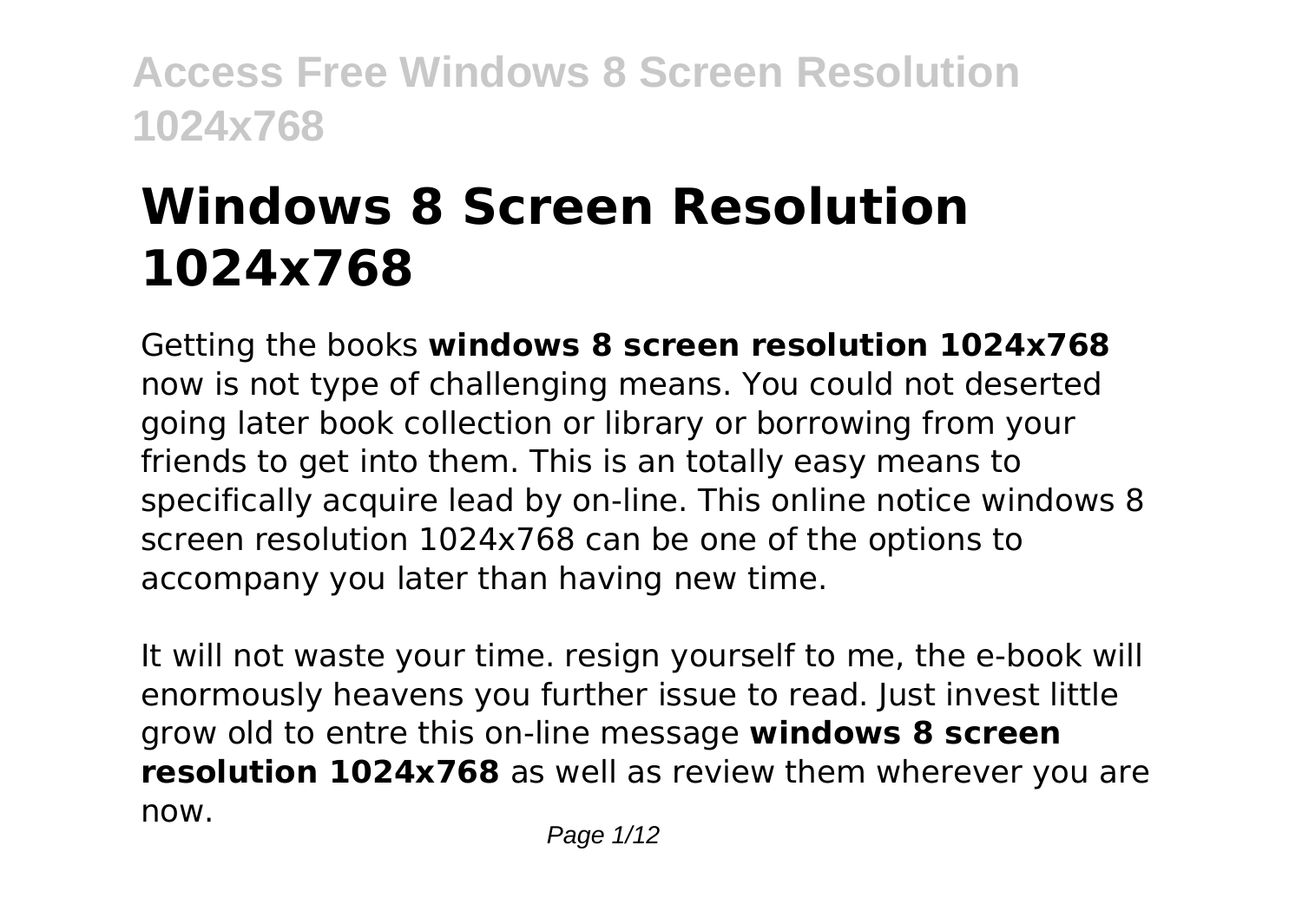# Windows 8 Screen Resolution 1024x768

Getting the books **windows 8 screen resolution 1024x768** now is not type of challenging means. You could not deserted going later book collection or library or borrowing from your friends to get into them. This is an totally easy means to specifically acquire lead by on-line. This online notice windows 8 screen resolution 1024x768 can be one of the options to accompany you later than having new time.

It will not waste your time. resign yourself to me, the e-book will enormously heavens you further issue to read. Just invest little grow old to entre this on-line message **windows 8 screen resolution 1024x768** as well as review them wherever you are now.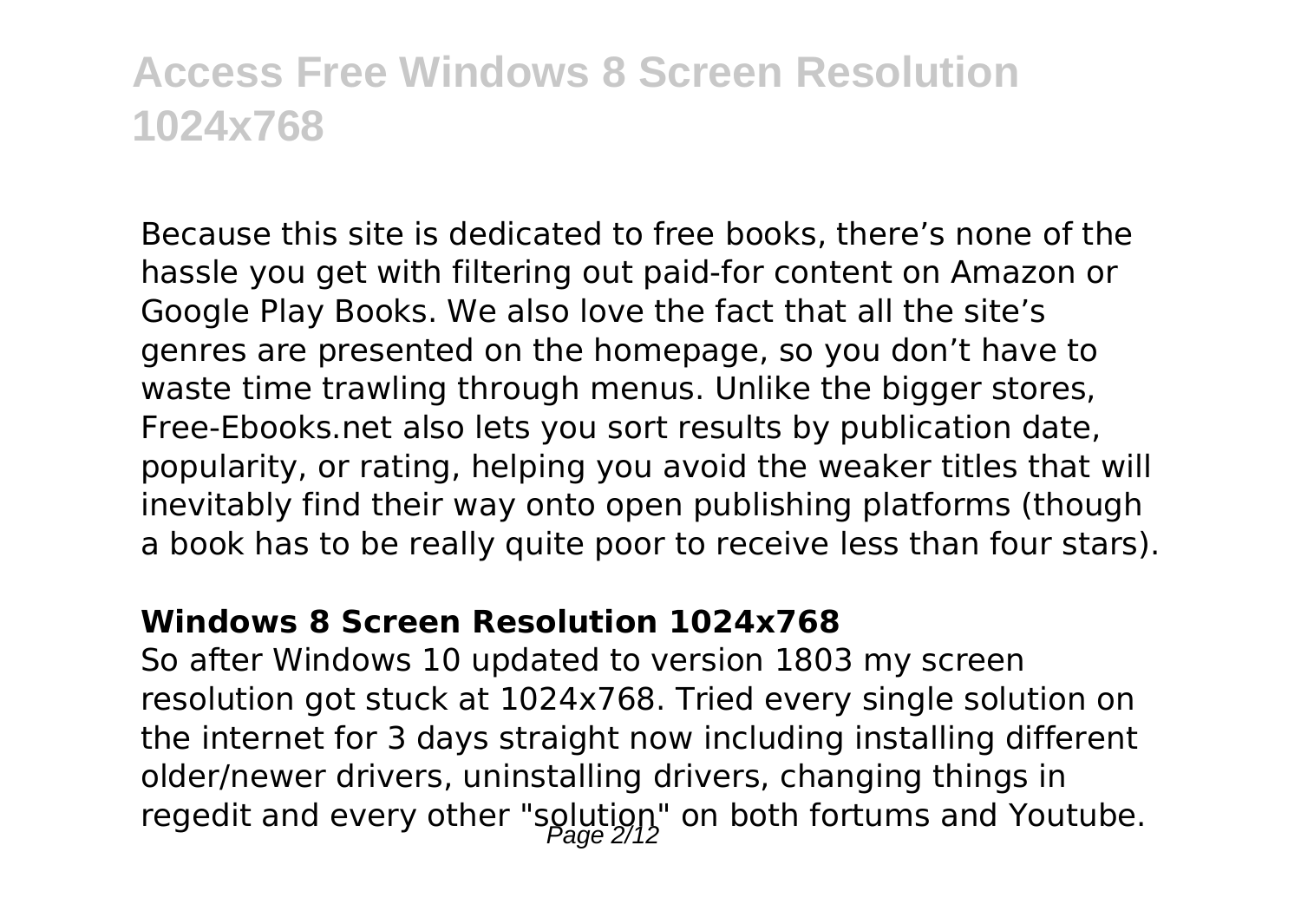Because this site is dedicated to free books, there's none of the hassle you get with filtering out paid-for content on Amazon or Google Play Books. We also love the fact that all the site's genres are presented on the homepage, so you don't have to waste time trawling through menus. Unlike the bigger stores, Free-Ebooks.net also lets you sort results by publication date, popularity, or rating, helping you avoid the weaker titles that will inevitably find their way onto open publishing platforms (though a book has to be really quite poor to receive less than four stars).

## Windows 8 Screen Resolution 1024x768

So after Windows 10 updated to version 1803 my screen resolution got stuck at 1024x768. Tried every single solution on the internet for 3 days straight now including installing different older/newer drivers, uninstalling drivers, changing things in regedit and every other "solution" on both fortums and Youtube.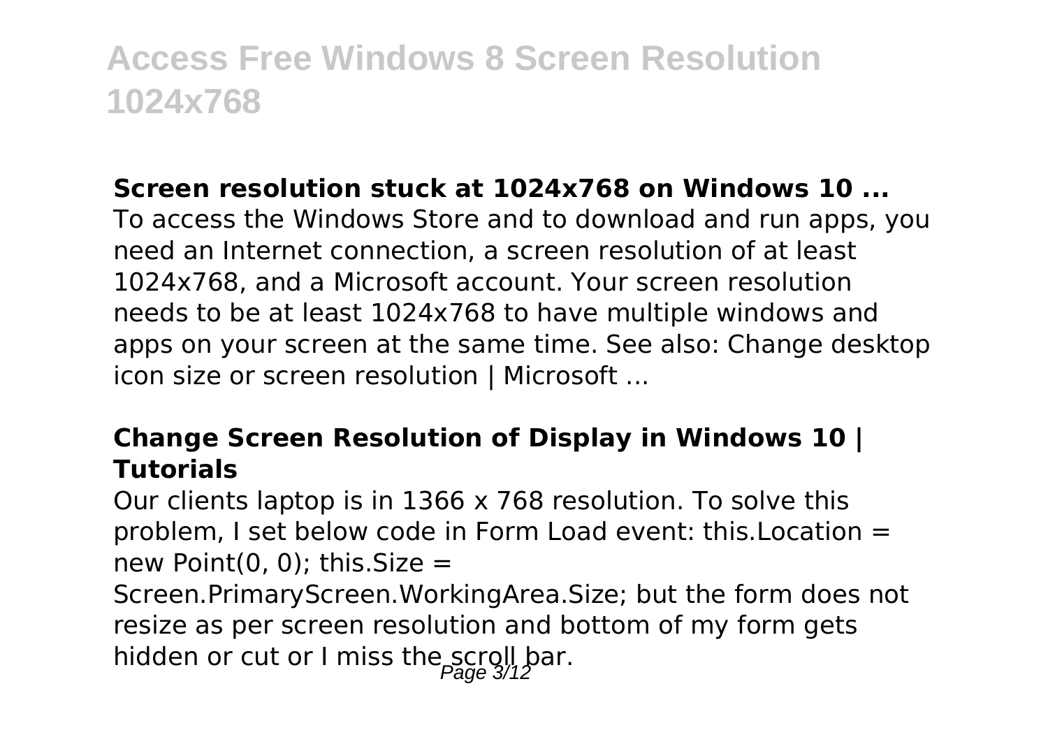**Screen resolution stuck at 1024x768 on Windows 10 ...**

To access the Windows Store and to download and run apps, you need an Internet connection, a screen resolution of at least 1024x768, and a Microsoft account. Your screen resolution needs to be at least 1024x768 to have multiple windows and apps on your screen at the same time. See also: Change desktop icon size or screen resolution | Microsoft ...

**Change Screen Resolution of Display in Windows 10 | Tutorials**

Our clients laptop is in 1366 x 768 resolution. To solve this problem, I set below code in Form Load event: this.Location = new Point(0, 0); this.Size = Screen.PrimaryScreen.WorkingArea.Size; but the form does not resize as per screen resolution and bottom of my form gets hidden or cut or I miss the scroll bar.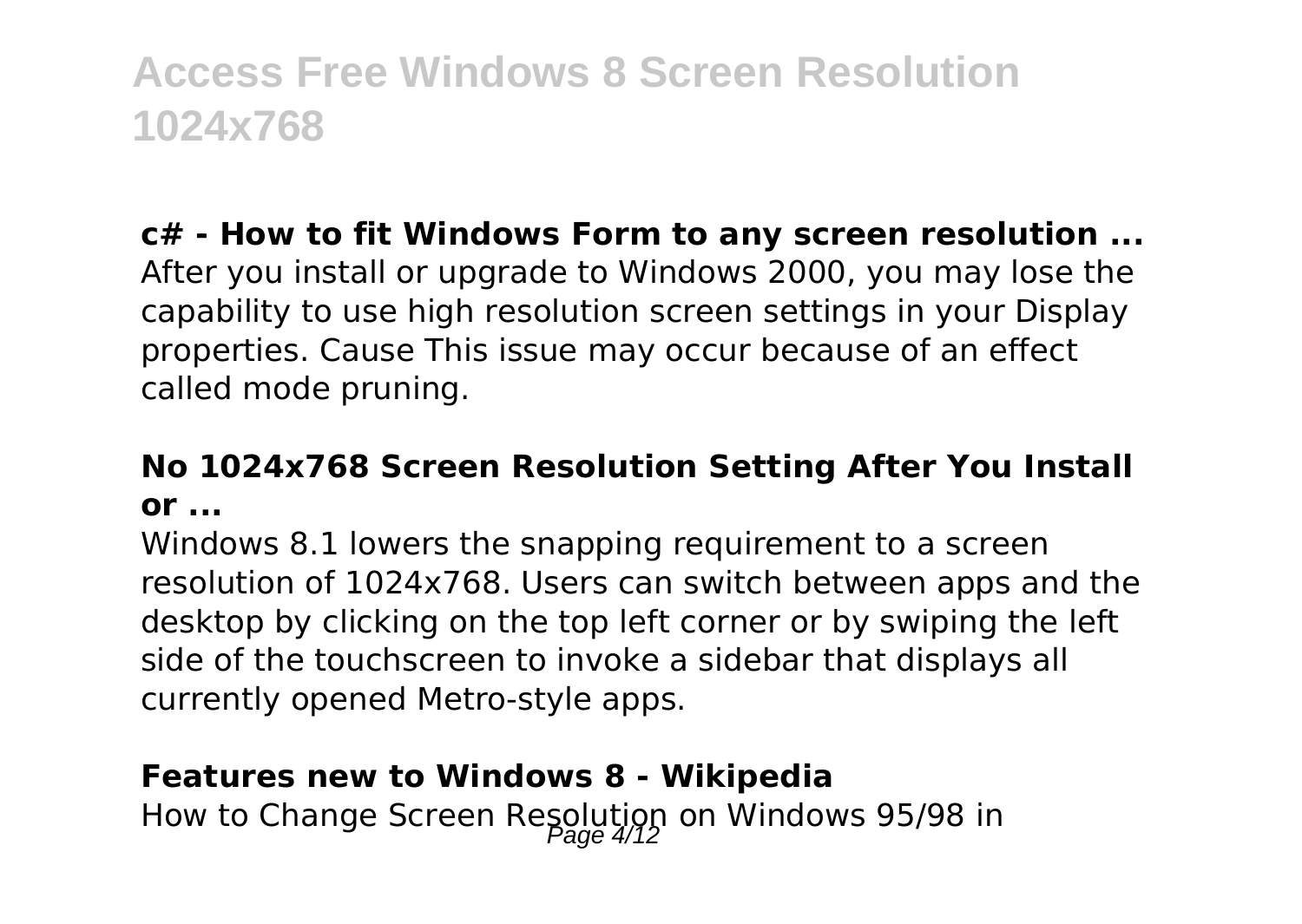**c# - How to fit Windows Form to any screen resolution ...**
After you install or upgrade to Windows 2000, you may lose the capability to use high resolution screen settings in your Display properties. Cause This issue may occur because of an effect called mode pruning.

**No 1024x768 Screen Resolution Setting After You Install or ...**
Windows 8.1 lowers the snapping requirement to a screen resolution of 1024x768. Users can switch between apps and the desktop by clicking on the top left corner or by swiping the left side of the touchscreen to invoke a sidebar that displays all currently opened Metro-style apps.

**Features new to Windows 8 - Wikipedia**
How to Change Screen Resolution on Windows 95/98 in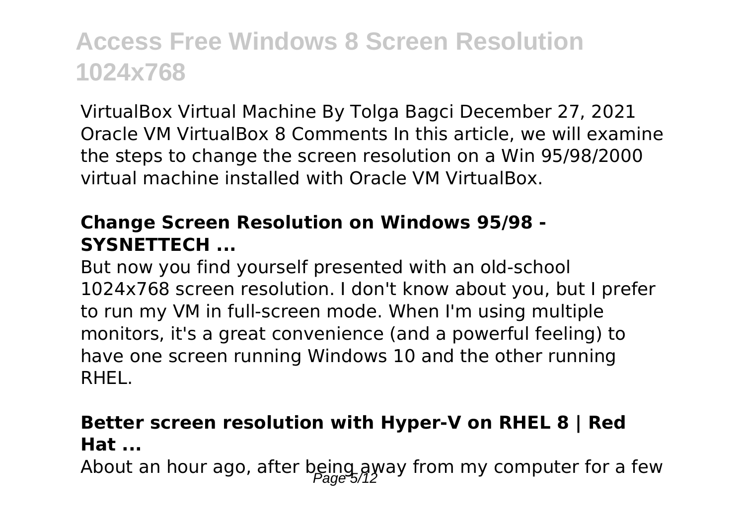VirtualBox Virtual Machine By Tolga Bagci December 27, 2021 Oracle VM VirtualBox 8 Comments In this article, we will examine the steps to change the screen resolution on a Win 95/98/2000 virtual machine installed with Oracle VM VirtualBox.

### Change Screen Resolution on Windows 95/98 - SYSNETTECH ...

But now you find yourself presented with an old-school 1024x768 screen resolution. I don't know about you, but I prefer to run my VM in full-screen mode. When I'm using multiple monitors, it's a great convenience (and a powerful feeling) to have one screen running Windows 10 and the other running RHEL.

### Better screen resolution with Hyper-V on RHEL 8 | Red Hat ...

About an hour ago, after being away from my computer for a few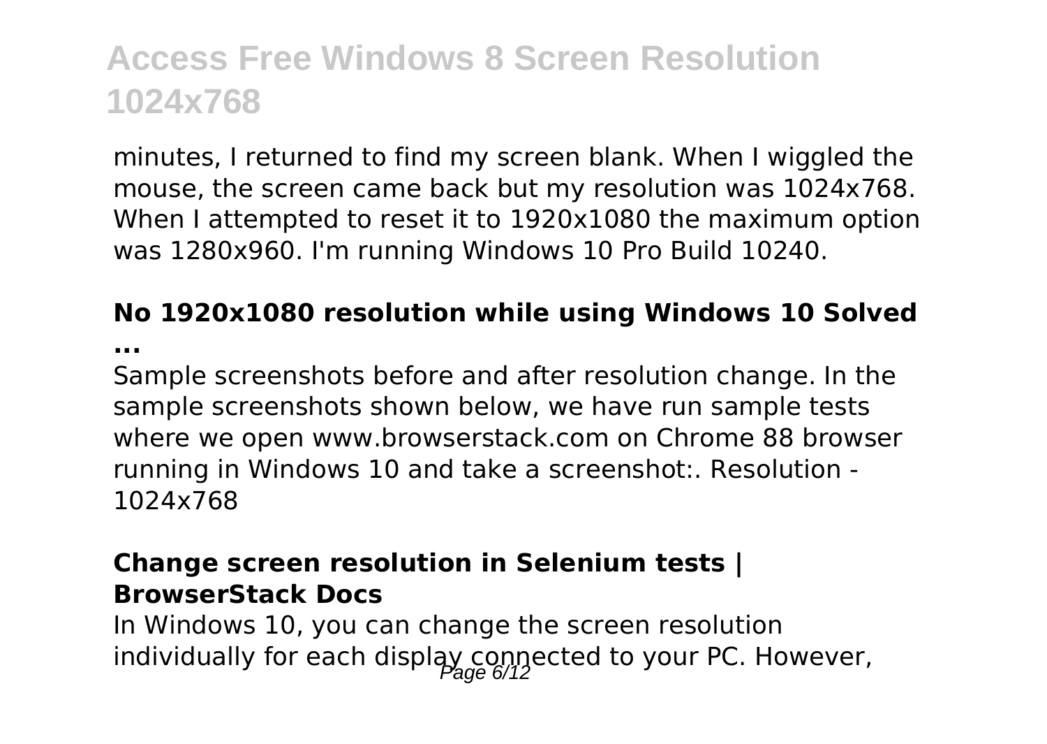minutes, I returned to find my screen blank. When I wiggled the mouse, the screen came back but my resolution was 1024x768. When I attempted to reset it to 1920x1080 the maximum option was 1280x960. I'm running Windows 10 Pro Build 10240.

### No 1920x1080 resolution while using Windows 10 Solved ...

Sample screenshots before and after resolution change. In the sample screenshots shown below, we have run sample tests where we open www.browserstack.com on Chrome 88 browser running in Windows 10 and take a screenshot:. Resolution - 1024x768

### Change screen resolution in Selenium tests | BrowserStack Docs

In Windows 10, you can change the screen resolution individually for each display connected to your PC. However,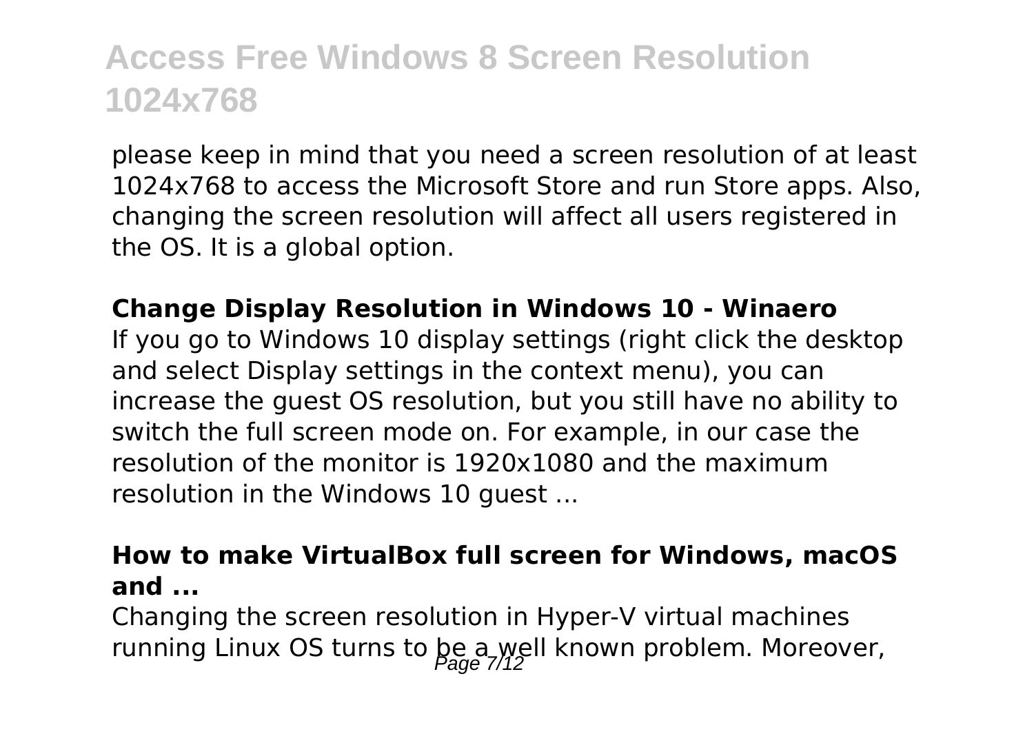please keep in mind that you need a screen resolution of at least 1024x768 to access the Microsoft Store and run Store apps. Also, changing the screen resolution will affect all users registered in the OS. It is a global option.

**Change Display Resolution in Windows 10 - Winaero**

If you go to Windows 10 display settings (right click the desktop and select Display settings in the context menu), you can increase the guest OS resolution, but you still have no ability to switch the full screen mode on. For example, in our case the resolution of the monitor is 1920x1080 and the maximum resolution in the Windows 10 guest ...

**How to make VirtualBox full screen for Windows, macOS and ...**

Changing the screen resolution in Hyper-V virtual machines running Linux OS turns to be a well known problem. Moreover,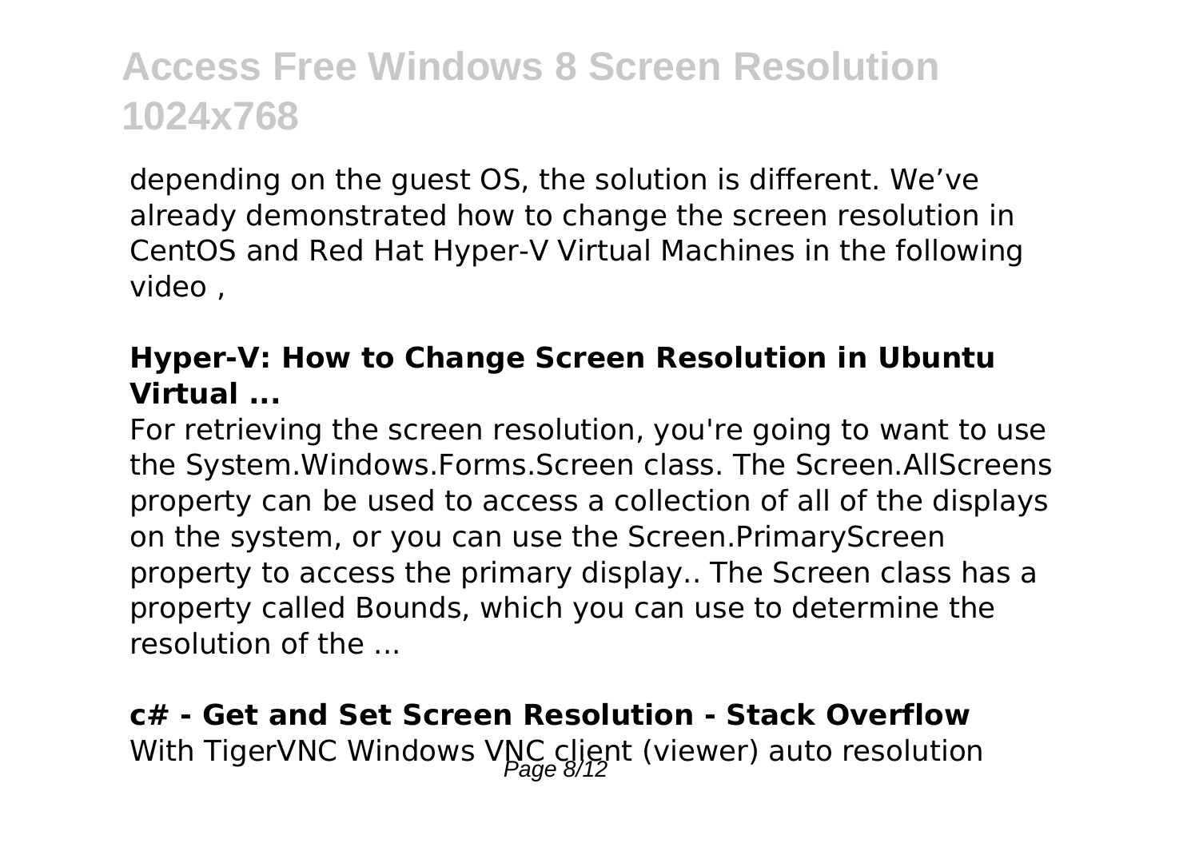depending on the guest OS, the solution is different. We've already demonstrated how to change the screen resolution in CentOS and Red Hat Hyper-V Virtual Machines in the following video ,

### Hyper-V: How to Change Screen Resolution in Ubuntu Virtual ...

For retrieving the screen resolution, you're going to want to use the System.Windows.Forms.Screen class. The Screen.AllScreens property can be used to access a collection of all of the displays on the system, or you can use the Screen.PrimaryScreen property to access the primary display.. The Screen class has a property called Bounds, which you can use to determine the resolution of the ...

### c# - Get and Set Screen Resolution - Stack Overflow

With TigerVNC Windows VNC client (viewer) auto resolution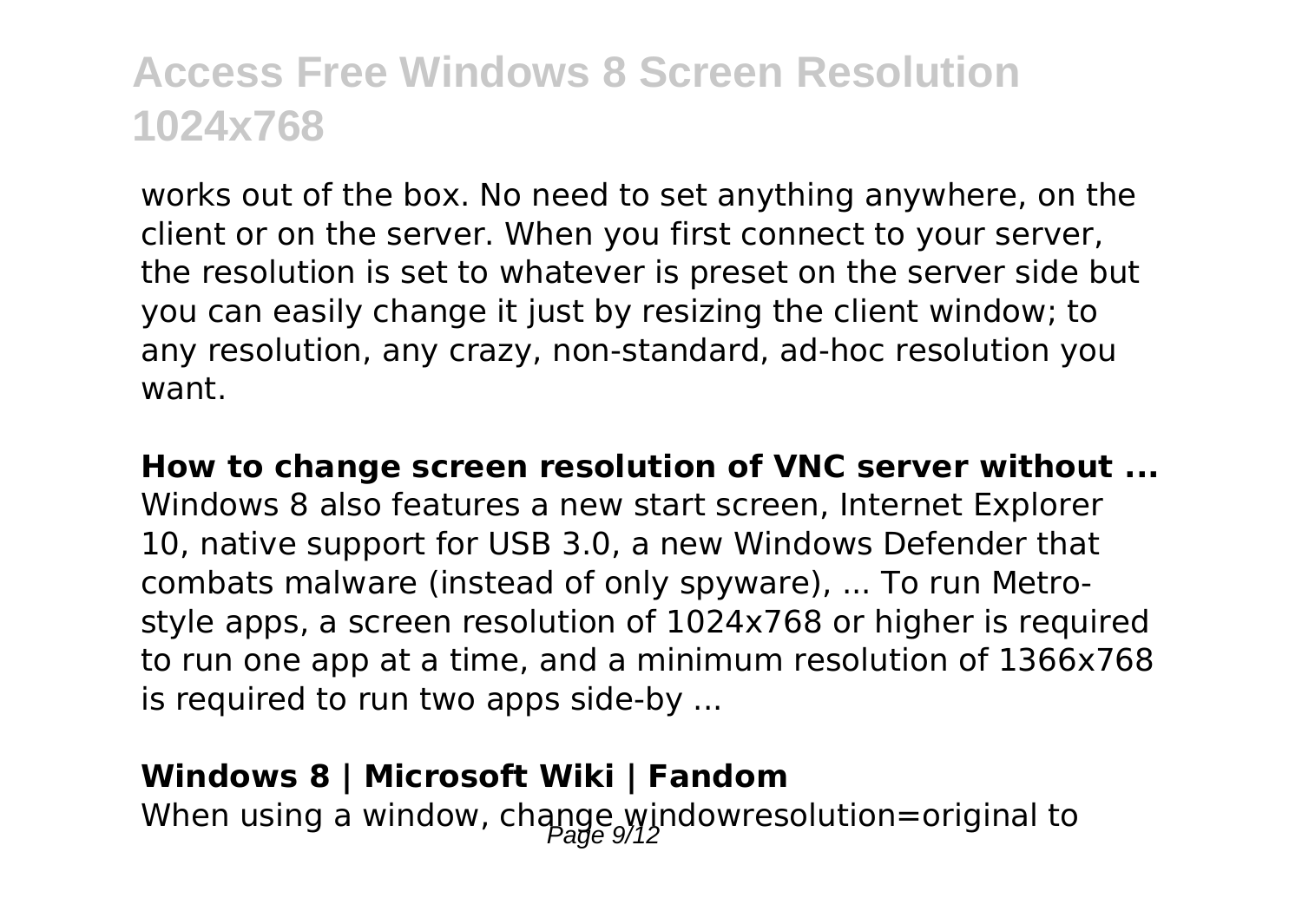works out of the box. No need to set anything anywhere, on the client or on the server. When you first connect to your server, the resolution is set to whatever is preset on the server side but you can easily change it just by resizing the client window; to any resolution, any crazy, non-standard, ad-hoc resolution you want.

**How to change screen resolution of VNC server without ...**
Windows 8 also features a new start screen, Internet Explorer 10, native support for USB 3.0, a new Windows Defender that combats malware (instead of only spyware), ... To run Metro-style apps, a screen resolution of 1024x768 or higher is required to run one app at a time, and a minimum resolution of 1366x768 is required to run two apps side-by ...

**Windows 8 | Microsoft Wiki | Fandom**
When using a window, change windowresolution=original to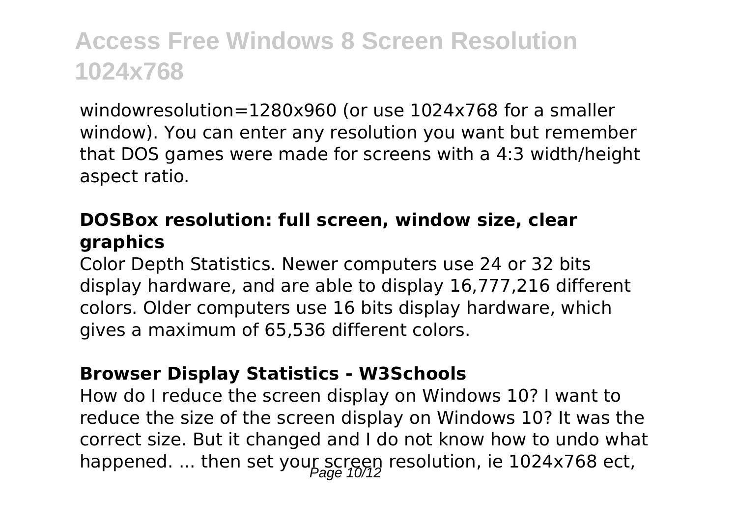windowresolution=1280x960 (or use 1024x768 for a smaller window). You can enter any resolution you want but remember that DOS games were made for screens with a 4:3 width/height aspect ratio.

### DOSBox resolution: full screen, window size, clear graphics

Color Depth Statistics. Newer computers use 24 or 32 bits display hardware, and are able to display 16,777,216 different colors. Older computers use 16 bits display hardware, which gives a maximum of 65,536 different colors.

### Browser Display Statistics - W3Schools

How do I reduce the screen display on Windows 10? I want to reduce the size of the screen display on Windows 10? It was the correct size. But it changed and I do not know how to undo what happened. ... then set your screen resolution, ie 1024x768 ect,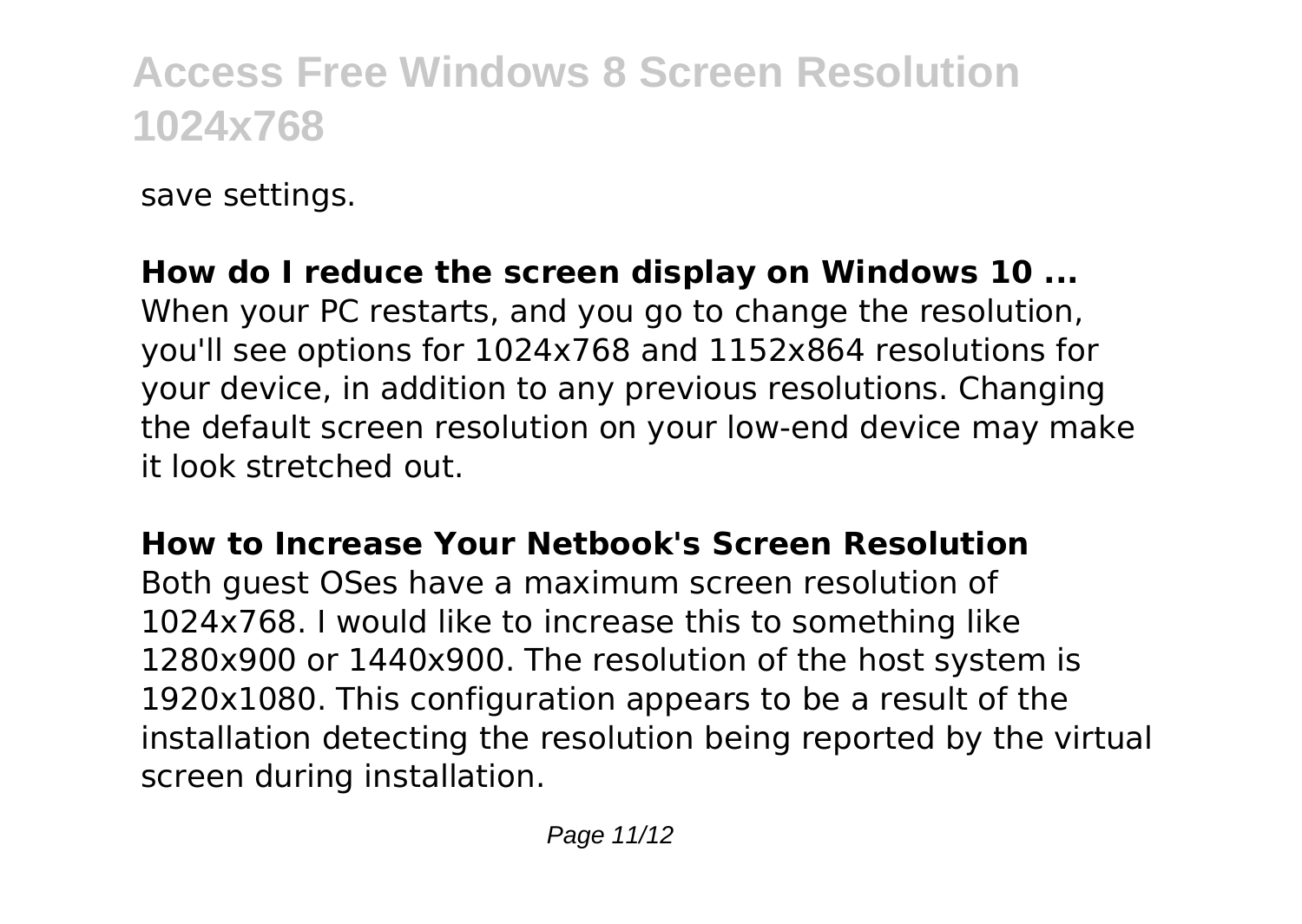save settings.

**How do I reduce the screen display on Windows 10 ...**
When your PC restarts, and you go to change the resolution, you'll see options for 1024x768 and 1152x864 resolutions for your device, in addition to any previous resolutions. Changing the default screen resolution on your low-end device may make it look stretched out.

**How to Increase Your Netbook's Screen Resolution**
Both guest OSes have a maximum screen resolution of 1024x768. I would like to increase this to something like 1280x900 or 1440x900. The resolution of the host system is 1920x1080. This configuration appears to be a result of the installation detecting the resolution being reported by the virtual screen during installation.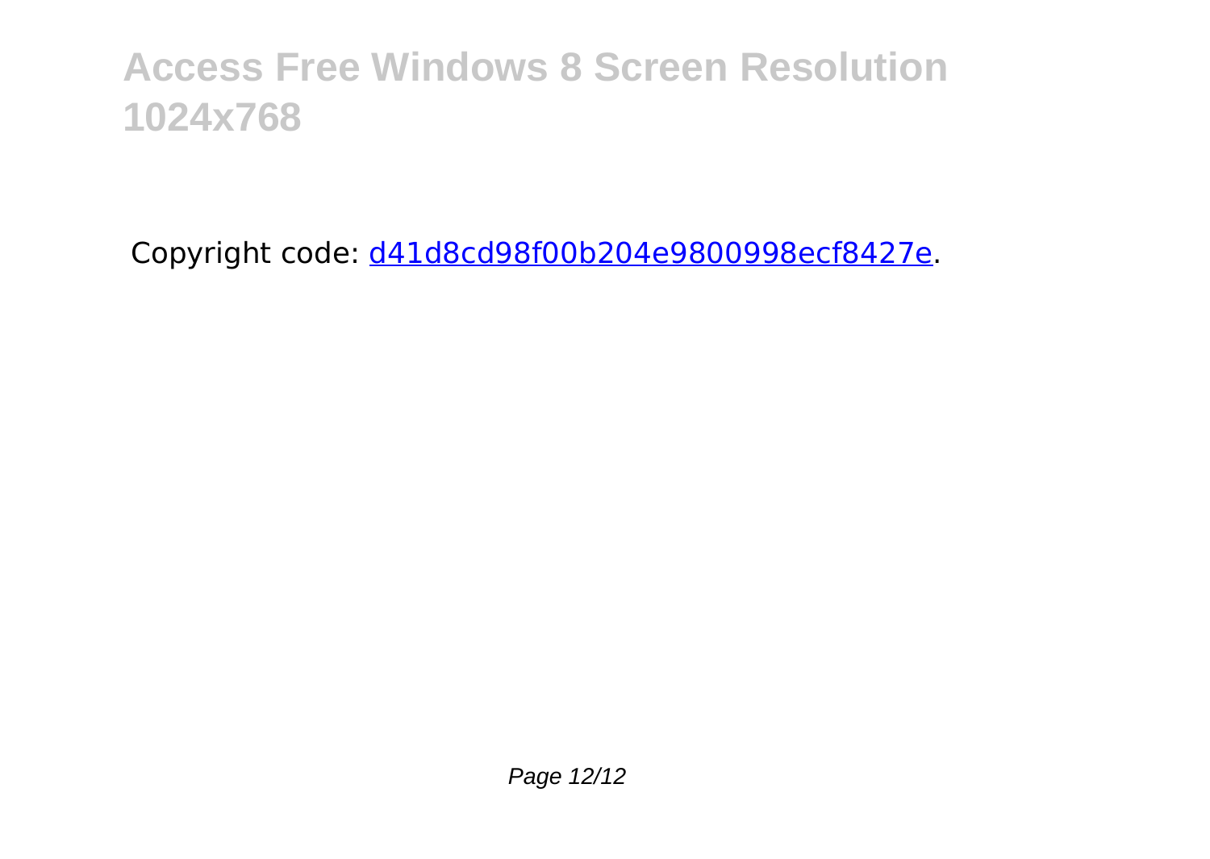Copyright code: [d41d8cd98f00b204e9800998ecf8427e](d41d8cd98f00b204e9800998ecf8427e).